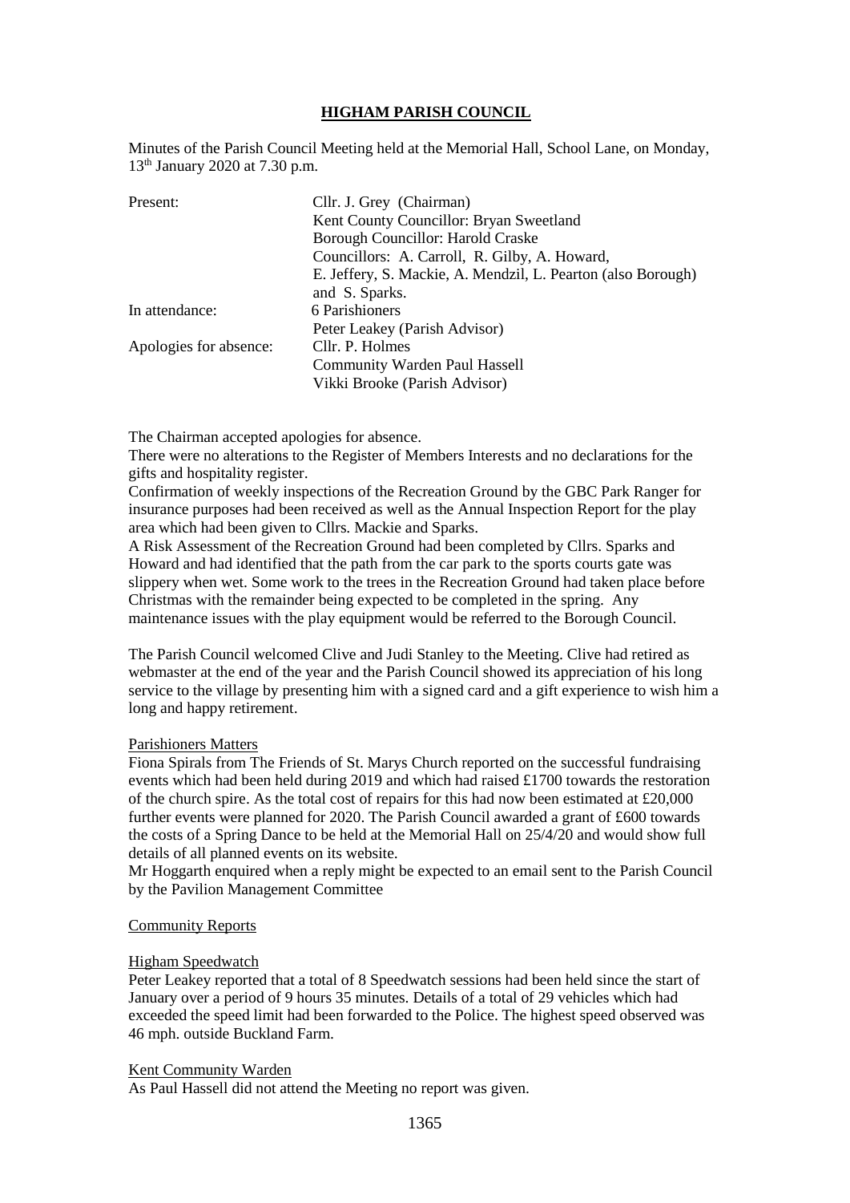# HIGHAM PARISH COUNCIL

Minutes of the Parish Council Meeting held at the Memorial Hall, School Lane, on Monday, 13th January 2020 at 7.30 p.m.

| | |
|---|---|
| Present: | Cllr. J. Grey (Chairman) |
| | Kent County Councillor: Bryan Sweetland |
| | Borough Councillor: Harold Craske |
| | Councillors: A. Carroll, R. Gilby, A. Howard, |
| | E. Jeffery, S. Mackie, A. Mendzil, L. Pearton (also Borough) |
| | and S. Sparks. |
| In attendance: | 6 Parishioners |
| | Peter Leakey (Parish Advisor) |
| Apologies for absence: | Cllr. P. Holmes |
| | Community Warden Paul Hassell |
| | Vikki Brooke (Parish Advisor) |

The Chairman accepted apologies for absence.

There were no alterations to the Register of Members Interests and no declarations for the gifts and hospitality register.

Confirmation of weekly inspections of the Recreation Ground by the GBC Park Ranger for insurance purposes had been received as well as the Annual Inspection Report for the play area which had been given to Cllrs. Mackie and Sparks.

A Risk Assessment of the Recreation Ground had been completed by Cllrs. Sparks and Howard and had identified that the path from the car park to the sports courts gate was slippery when wet. Some work to the trees in the Recreation Ground had taken place before Christmas with the remainder being expected to be completed in the spring. Any maintenance issues with the play equipment would be referred to the Borough Council.

The Parish Council welcomed Clive and Judi Stanley to the Meeting. Clive had retired as webmaster at the end of the year and the Parish Council showed its appreciation of his long service to the village by presenting him with a signed card and a gift experience to wish him a long and happy retirement.

## Parishioners Matters

Fiona Spirals from The Friends of St. Marys Church reported on the successful fundraising events which had been held during 2019 and which had raised £1700 towards the restoration of the church spire. As the total cost of repairs for this had now been estimated at £20,000 further events were planned for 2020. The Parish Council awarded a grant of £600 towards the costs of a Spring Dance to be held at the Memorial Hall on 25/4/20 and would show full details of all planned events on its website.

Mr Hoggarth enquired when a reply might be expected to an email sent to the Parish Council by the Pavilion Management Committee

## Community Reports

### Higham Speedwatch

Peter Leakey reported that a total of 8 Speedwatch sessions had been held since the start of January over a period of 9 hours 35 minutes. Details of a total of 29 vehicles which had exceeded the speed limit had been forwarded to the Police. The highest speed observed was 46 mph. outside Buckland Farm.

### Kent Community Warden

As Paul Hassell did not attend the Meeting no report was given.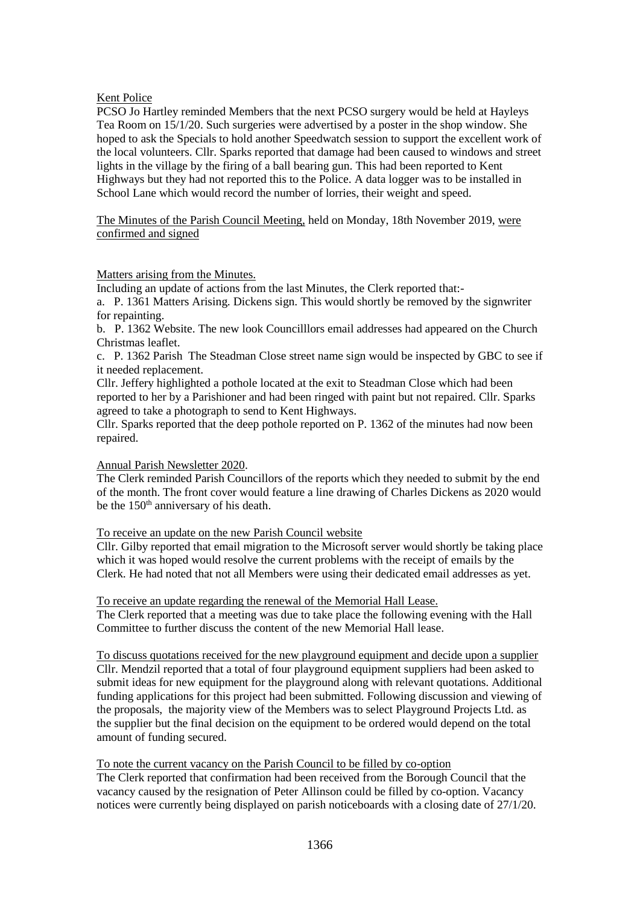Kent Police

PCSO Jo Hartley reminded Members that the next PCSO surgery would be held at Hayleys Tea Room on 15/1/20. Such surgeries were advertised by a poster in the shop window. She hoped to ask the Specials to hold another Speedwatch session to support the excellent work of the local volunteers. Cllr. Sparks reported that damage had been caused to windows and street lights in the village by the firing of a ball bearing gun. This had been reported to Kent Highways but they had not reported this to the Police. A data logger was to be installed in School Lane which would record the number of lorries, their weight and speed.

The Minutes of the Parish Council Meeting, held on Monday, 18th November 2019, were confirmed and signed

Matters arising from the Minutes.

Including an update of actions from the last Minutes, the Clerk reported that:-

a. P. 1361 Matters Arising. Dickens sign. This would shortly be removed by the signwriter for repainting.

b. P. 1362 Website. The new look Councilllors email addresses had appeared on the Church Christmas leaflet.

c. P. 1362 Parish The Steadman Close street name sign would be inspected by GBC to see if it needed replacement.

Cllr. Jeffery highlighted a pothole located at the exit to Steadman Close which had been reported to her by a Parishioner and had been ringed with paint but not repaired. Cllr. Sparks agreed to take a photograph to send to Kent Highways.

Cllr. Sparks reported that the deep pothole reported on P. 1362 of the minutes had now been repaired.

Annual Parish Newsletter 2020.

The Clerk reminded Parish Councillors of the reports which they needed to submit by the end of the month. The front cover would feature a line drawing of Charles Dickens as 2020 would be the 150th anniversary of his death.

To receive an update on the new Parish Council website

Cllr. Gilby reported that email migration to the Microsoft server would shortly be taking place which it was hoped would resolve the current problems with the receipt of emails by the Clerk. He had noted that not all Members were using their dedicated email addresses as yet.

To receive an update regarding the renewal of the Memorial Hall Lease.

The Clerk reported that a meeting was due to take place the following evening with the Hall Committee to further discuss the content of the new Memorial Hall lease.

To discuss quotations received for the new playground equipment and decide upon a supplier

Cllr. Mendzil reported that a total of four playground equipment suppliers had been asked to submit ideas for new equipment for the playground along with relevant quotations. Additional funding applications for this project had been submitted. Following discussion and viewing of the proposals, the majority view of the Members was to select Playground Projects Ltd. as the supplier but the final decision on the equipment to be ordered would depend on the total amount of funding secured.

To note the current vacancy on the Parish Council to be filled by co-option

The Clerk reported that confirmation had been received from the Borough Council that the vacancy caused by the resignation of Peter Allinson could be filled by co-option. Vacancy notices were currently being displayed on parish noticeboards with a closing date of 27/1/20.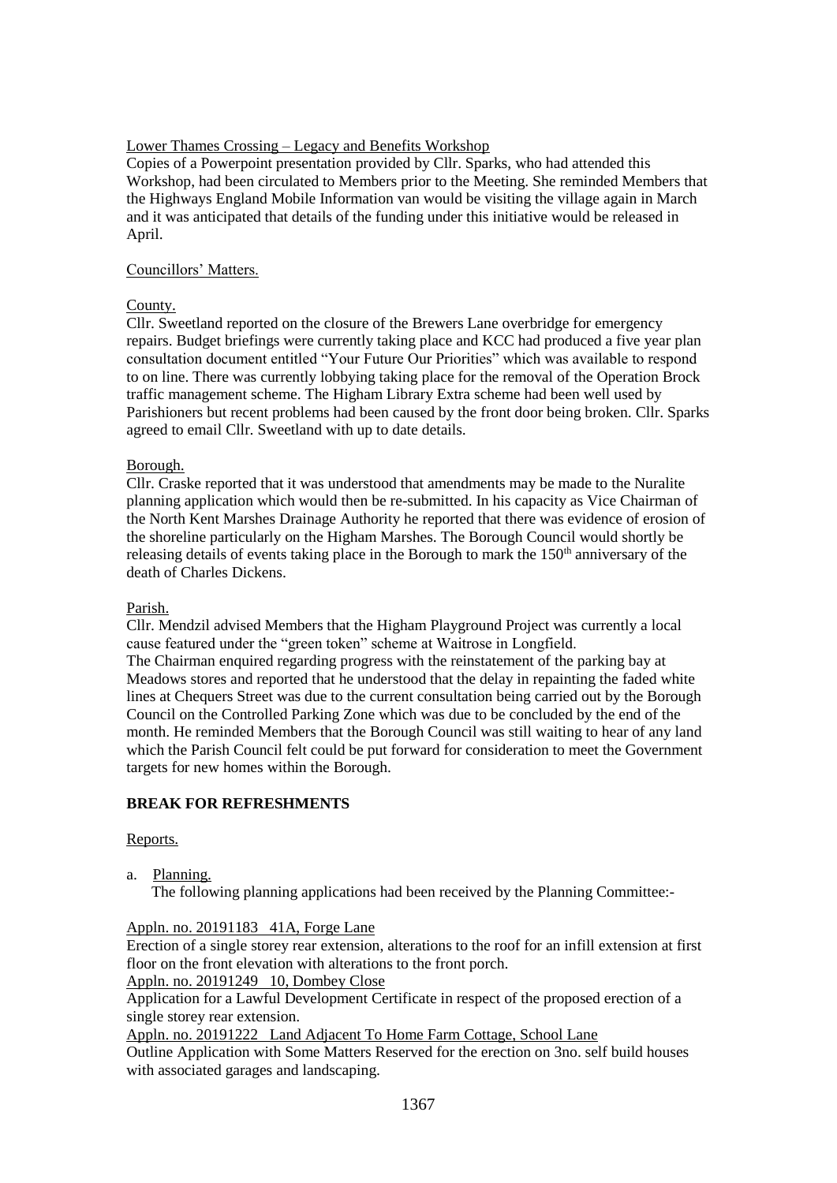Lower Thames Crossing – Legacy and Benefits Workshop

Copies of a Powerpoint presentation provided by Cllr. Sparks, who had attended this Workshop, had been circulated to Members prior to the Meeting. She reminded Members that the Highways England Mobile Information van would be visiting the village again in March and it was anticipated that details of the funding under this initiative would be released in April.

Councillors' Matters.

County.

Cllr. Sweetland reported on the closure of the Brewers Lane overbridge for emergency repairs. Budget briefings were currently taking place and KCC had produced a five year plan consultation document entitled "Your Future Our Priorities" which was available to respond to on line. There was currently lobbying taking place for the removal of the Operation Brock traffic management scheme. The Higham Library Extra scheme had been well used by Parishioners but recent problems had been caused by the front door being broken. Cllr. Sparks agreed to email Cllr. Sweetland with up to date details.

Borough.

Cllr. Craske reported that it was understood that amendments may be made to the Nuralite planning application which would then be re-submitted. In his capacity as Vice Chairman of the North Kent Marshes Drainage Authority he reported that there was evidence of erosion of the shoreline particularly on the Higham Marshes. The Borough Council would shortly be releasing details of events taking place in the Borough to mark the 150th anniversary of the death of Charles Dickens.

Parish.

Cllr. Mendzil advised Members that the Higham Playground Project was currently a local cause featured under the "green token" scheme at Waitrose in Longfield.
The Chairman enquired regarding progress with the reinstatement of the parking bay at Meadows stores and reported that he understood that the delay in repainting the faded white lines at Chequers Street was due to the current consultation being carried out by the Borough Council on the Controlled Parking Zone which was due to be concluded by the end of the month. He reminded Members that the Borough Council was still waiting to hear of any land which the Parish Council felt could be put forward for consideration to meet the Government targets for new homes within the Borough.

**BREAK FOR REFRESHMENTS**

Reports.

a. Planning.
   The following planning applications had been received by the Planning Committee:-

Appln. no. 20191183   41A, Forge Lane
Erection of a single storey rear extension, alterations to the roof for an infill extension at first floor on the front elevation with alterations to the front porch.
Appln. no. 20191249   10, Dombey Close
Application for a Lawful Development Certificate in respect of the proposed erection of a single storey rear extension.
Appln. no. 20191222   Land Adjacent To Home Farm Cottage, School Lane
Outline Application with Some Matters Reserved for the erection on 3no. self build houses with associated garages and landscaping.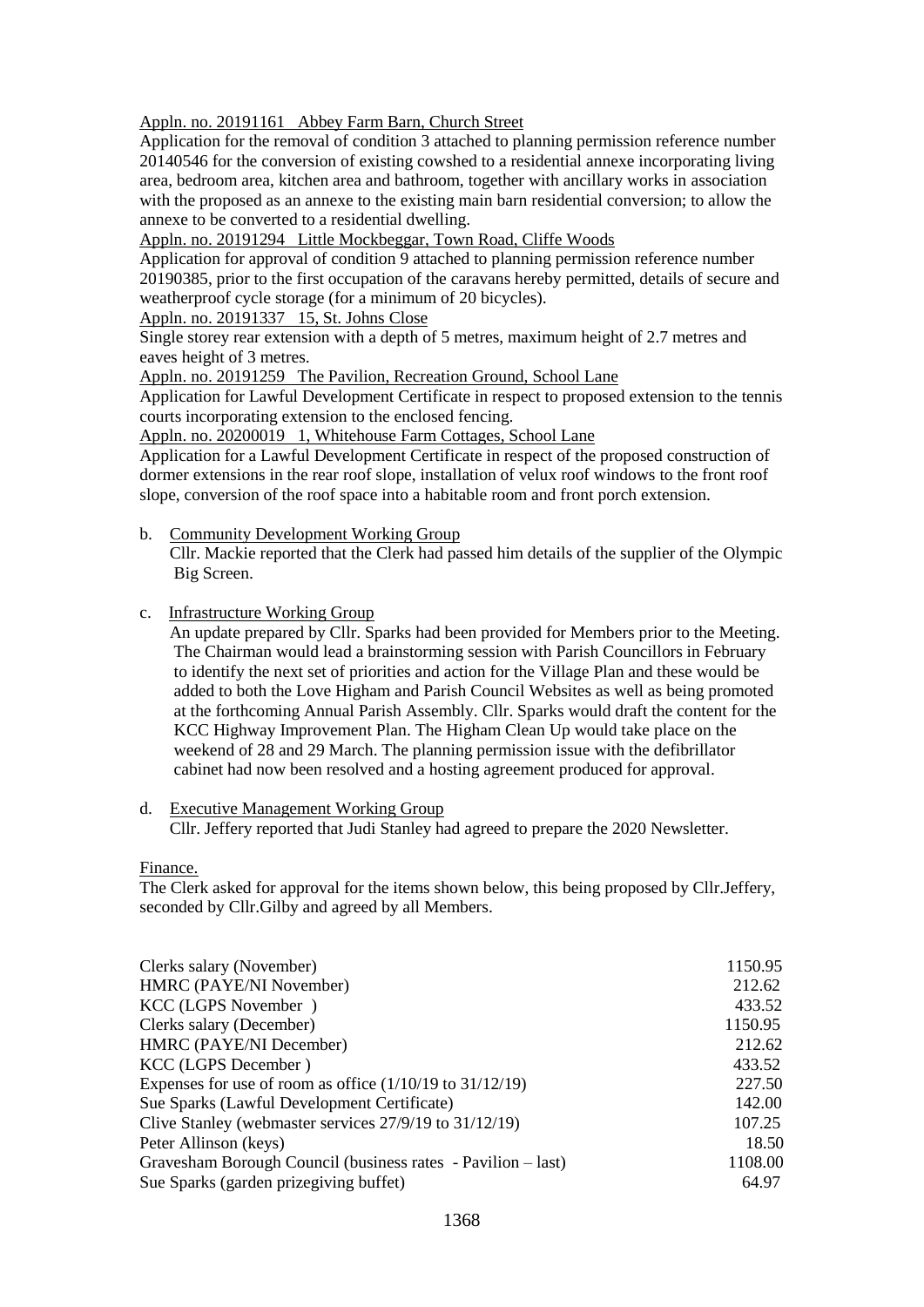Appln. no. 20191161 Abbey Farm Barn, Church Street

Application for the removal of condition 3 attached to planning permission reference number 20140546 for the conversion of existing cowshed to a residential annexe incorporating living area, bedroom area, kitchen area and bathroom, together with ancillary works in association with the proposed as an annexe to the existing main barn residential conversion; to allow the annexe to be converted to a residential dwelling.

Appln. no. 20191294 Little Mockbeggar, Town Road, Cliffe Woods

Application for approval of condition 9 attached to planning permission reference number 20190385, prior to the first occupation of the caravans hereby permitted, details of secure and weatherproof cycle storage (for a minimum of 20 bicycles).

Appln. no. 20191337 15, St. Johns Close

Single storey rear extension with a depth of 5 metres, maximum height of 2.7 metres and eaves height of 3 metres.

Appln. no. 20191259 The Pavilion, Recreation Ground, School Lane

Application for Lawful Development Certificate in respect to proposed extension to the tennis courts incorporating extension to the enclosed fencing.

Appln. no. 20200019 1, Whitehouse Farm Cottages, School Lane

Application for a Lawful Development Certificate in respect of the proposed construction of dormer extensions in the rear roof slope, installation of velux roof windows to the front roof slope, conversion of the roof space into a habitable room and front porch extension.

b. Community Development Working Group

Cllr. Mackie reported that the Clerk had passed him details of the supplier of the Olympic Big Screen.

c. Infrastructure Working Group

An update prepared by Cllr. Sparks had been provided for Members prior to the Meeting. The Chairman would lead a brainstorming session with Parish Councillors in February to identify the next set of priorities and action for the Village Plan and these would be added to both the Love Higham and Parish Council Websites as well as being promoted at the forthcoming Annual Parish Assembly. Cllr. Sparks would draft the content for the KCC Highway Improvement Plan. The Higham Clean Up would take place on the weekend of 28 and 29 March. The planning permission issue with the defibrillator cabinet had now been resolved and a hosting agreement produced for approval.

d. Executive Management Working Group

Cllr. Jeffery reported that Judi Stanley had agreed to prepare the 2020 Newsletter.

Finance.

The Clerk asked for approval for the items shown below, this being proposed by Cllr.Jeffery, seconded by Cllr.Gilby and agreed by all Members.

| | |
|---|---|
| Clerks salary (November) | 1150.95 |
| HMRC (PAYE/NI November) | 212.62 |
| KCC (LGPS November ) | 433.52 |
| Clerks salary (December) | 1150.95 |
| HMRC (PAYE/NI December) | 212.62 |
| KCC (LGPS December ) | 433.52 |
| Expenses for use of room as office (1/10/19 to 31/12/19) | 227.50 |
| Sue Sparks (Lawful Development Certificate) | 142.00 |
| Clive Stanley (webmaster services 27/9/19 to 31/12/19) | 107.25 |
| Peter Allinson (keys) | 18.50 |
| Gravesham Borough Council (business rates - Pavilion – last) | 1108.00 |
| Sue Sparks (garden prizegiving buffet) | 64.97 |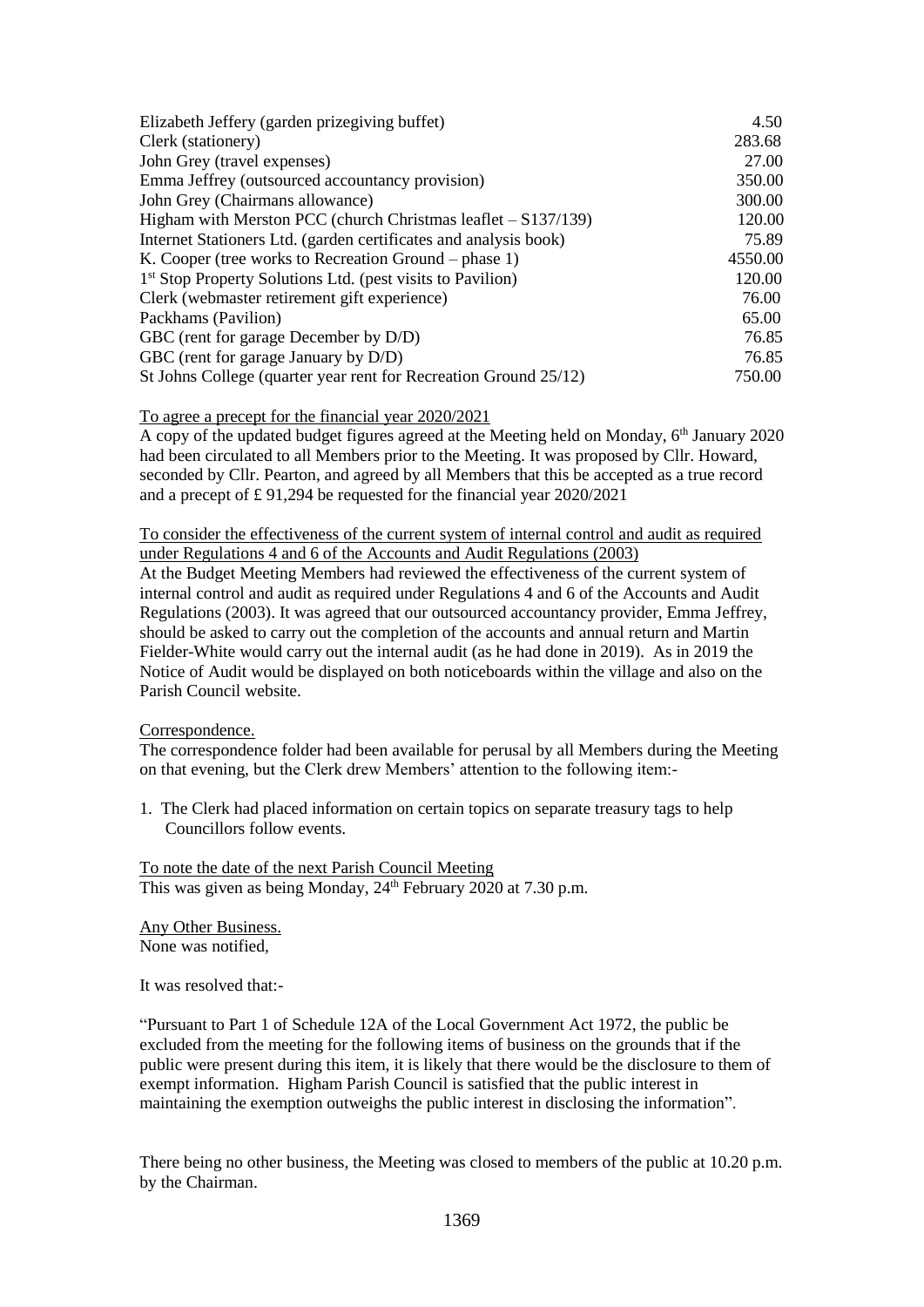| | |
|---|---|
| Elizabeth Jeffery (garden prizegiving buffet) | 4.50 |
| Clerk (stationery) | 283.68 |
| John Grey (travel expenses) | 27.00 |
| Emma Jeffrey (outsourced accountancy provision) | 350.00 |
| John Grey (Chairmans allowance) | 300.00 |
| Higham with Merston PCC (church Christmas leaflet – S137/139) | 120.00 |
| Internet Stationers Ltd. (garden certificates and analysis book) | 75.89 |
| K. Cooper (tree works to Recreation Ground – phase 1) | 4550.00 |
| 1st Stop Property Solutions Ltd. (pest visits to Pavilion) | 120.00 |
| Clerk (webmaster retirement gift experience) | 76.00 |
| Packhams (Pavilion) | 65.00 |
| GBC (rent for garage December by D/D) | 76.85 |
| GBC (rent for garage January by D/D) | 76.85 |
| St Johns College (quarter year rent for Recreation Ground 25/12) | 750.00 |

<u>To agree a precept for the financial year 2020/2021</u>

A copy of the updated budget figures agreed at the Meeting held on Monday, 6th January 2020 had been circulated to all Members prior to the Meeting. It was proposed by Cllr. Howard, seconded by Cllr. Pearton, and agreed by all Members that this be accepted as a true record and a precept of £ 91,294 be requested for the financial year 2020/2021

<u>To consider the effectiveness of the current system of internal control and audit as required under Regulations 4 and 6 of the Accounts and Audit Regulations (2003)</u>

At the Budget Meeting Members had reviewed the effectiveness of the current system of internal control and audit as required under Regulations 4 and 6 of the Accounts and Audit Regulations (2003). It was agreed that our outsourced accountancy provider, Emma Jeffrey, should be asked to carry out the completion of the accounts and annual return and Martin Fielder-White would carry out the internal audit (as he had done in 2019). As in 2019 the Notice of Audit would be displayed on both noticeboards within the village and also on the Parish Council website.

<u>Correspondence.</u>

The correspondence folder had been available for perusal by all Members during the Meeting on that evening, but the Clerk drew Members' attention to the following item:-

1. The Clerk had placed information on certain topics on separate treasury tags to help Councillors follow events.

<u>To note the date of the next Parish Council Meeting</u>

This was given as being Monday, 24th February 2020 at 7.30 p.m.

<u>Any Other Business.</u>

None was notified,

It was resolved that:-

"Pursuant to Part 1 of Schedule 12A of the Local Government Act 1972, the public be excluded from the meeting for the following items of business on the grounds that if the public were present during this item, it is likely that there would be the disclosure to them of exempt information. Higham Parish Council is satisfied that the public interest in maintaining the exemption outweighs the public interest in disclosing the information".

There being no other business, the Meeting was closed to members of the public at 10.20 p.m. by the Chairman.